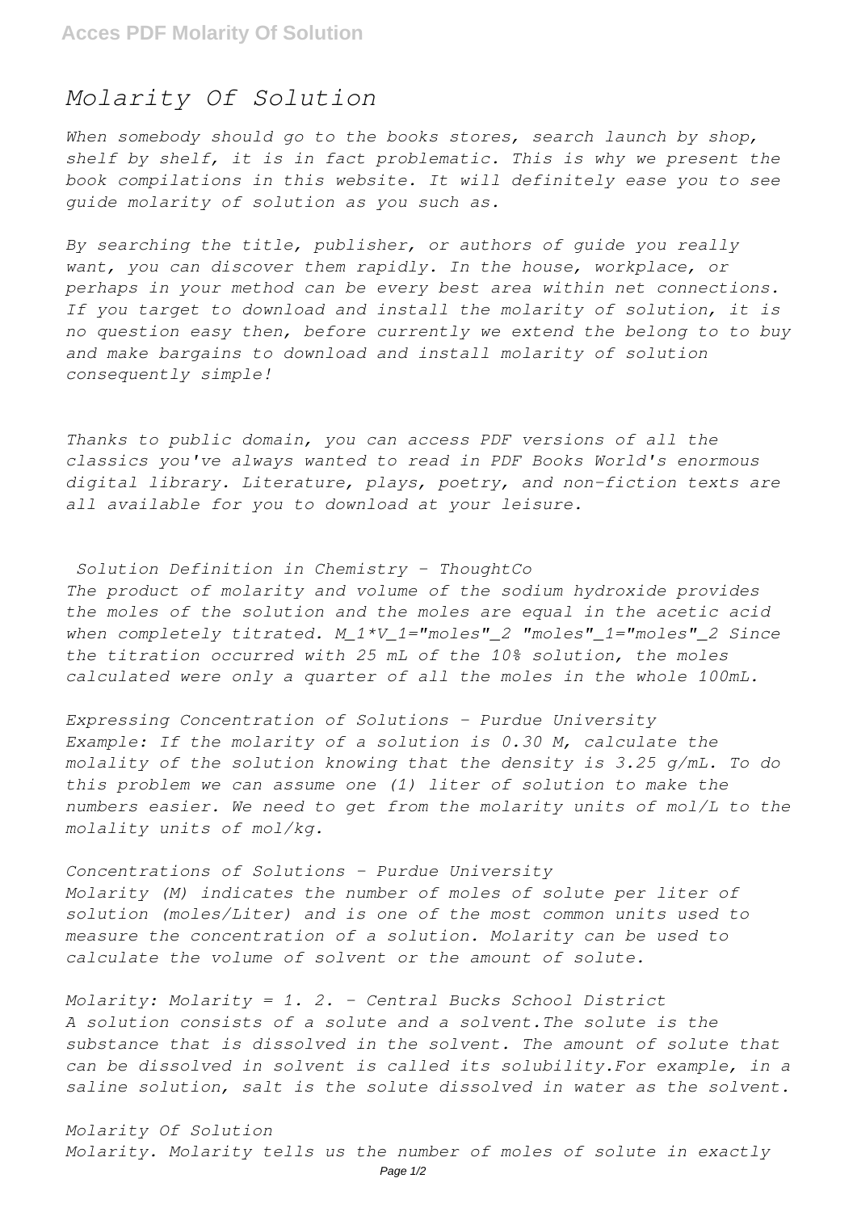# Molarity Of Solution

*When somebody should go to the books stores, search launch by shop, shelf by shelf, it is in fact problematic. This is why we present the book compilations in this website. It will definitely ease you to see guide molarity of solution as you such as.*

*By searching the title, publisher, or authors of guide you really want, you can discover them rapidly. In the house, workplace, or perhaps in your method can be every best area within net connections. If you target to download and install the molarity of solution, it is no question easy then, before currently we extend the belong to to buy and make bargains to download and install molarity of solution consequently simple!*

*Thanks to public domain, you can access PDF versions of all the classics you've always wanted to read in PDF Books World's enormous digital library. Literature, plays, poetry, and non-fiction texts are all available for you to download at your leisure.*

*Solution Definition in Chemistry - ThoughtCo*

*The product of molarity and volume of the sodium hydroxide provides the moles of the solution and the moles are equal in the acetic acid when completely titrated. M_1*V_1="moles"_2 "moles"_1="moles"_2 Since the titration occurred with 25 mL of the 10% solution, the moles calculated were only a quarter of all the moles in the whole 100mL.*

*Expressing Concentration of Solutions - Purdue University*

*Example: If the molarity of a solution is 0.30 M, calculate the molality of the solution knowing that the density is 3.25 g/mL. To do this problem we can assume one (1) liter of solution to make the numbers easier. We need to get from the molarity units of mol/L to the molality units of mol/kg.*

*Concentrations of Solutions - Purdue University*

*Molarity (M) indicates the number of moles of solute per liter of solution (moles/Liter) and is one of the most common units used to measure the concentration of a solution. Molarity can be used to calculate the volume of solvent or the amount of solute.*

*Molarity: Molarity = 1. 2. - Central Bucks School District*

*A solution consists of a solute and a solvent.The solute is the substance that is dissolved in the solvent. The amount of solute that can be dissolved in solvent is called its solubility.For example, in a saline solution, salt is the solute dissolved in water as the solvent.*

*Molarity Of Solution*

*Molarity. Molarity tells us the number of moles of solute in exactly*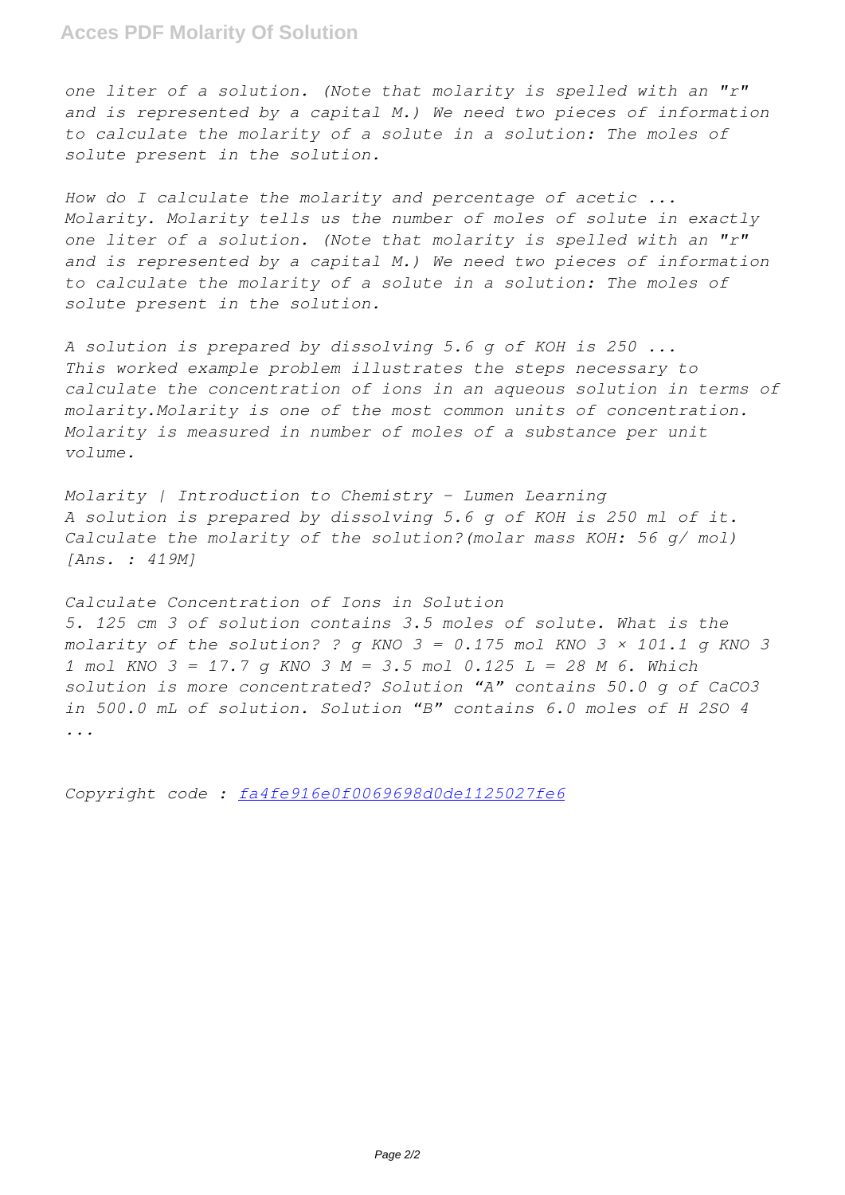*one liter of a solution. (Note that molarity is spelled with an "r" and is represented by a capital M.) We need two pieces of information to calculate the molarity of a solute in a solution: The moles of solute present in the solution.*

*How do I calculate the molarity and percentage of acetic ...*
*Molarity. Molarity tells us the number of moles of solute in exactly one liter of a solution. (Note that molarity is spelled with an "r" and is represented by a capital M.) We need two pieces of information to calculate the molarity of a solute in a solution: The moles of solute present in the solution.*

*A solution is prepared by dissolving 5.6 g of KOH is 250 ...*
*This worked example problem illustrates the steps necessary to calculate the concentration of ions in an aqueous solution in terms of molarity.Molarity is one of the most common units of concentration. Molarity is measured in number of moles of a substance per unit volume.*

*Molarity | Introduction to Chemistry - Lumen Learning*
*A solution is prepared by dissolving 5.6 g of KOH is 250 ml of it. Calculate the molarity of the solution?(molar mass KOH: 56 g/ mol) [Ans. : 419M]*

*Calculate Concentration of Ions in Solution*
*5. 125 cm 3 of solution contains 3.5 moles of solute. What is the molarity of the solution? ? g KNO 3 = 0.175 mol KNO 3 × 101.1 g KNO 3 1 mol KNO 3 = 17.7 g KNO 3 M = 3.5 mol 0.125 L = 28 M 6. Which solution is more concentrated? Solution "A" contains 50.0 g of CaCO3 in 500.0 mL of solution. Solution "B" contains 6.0 moles of H 2SO 4 ...*

*Copyright code : fa4fe916e0f0069698d0de1125027fe6*